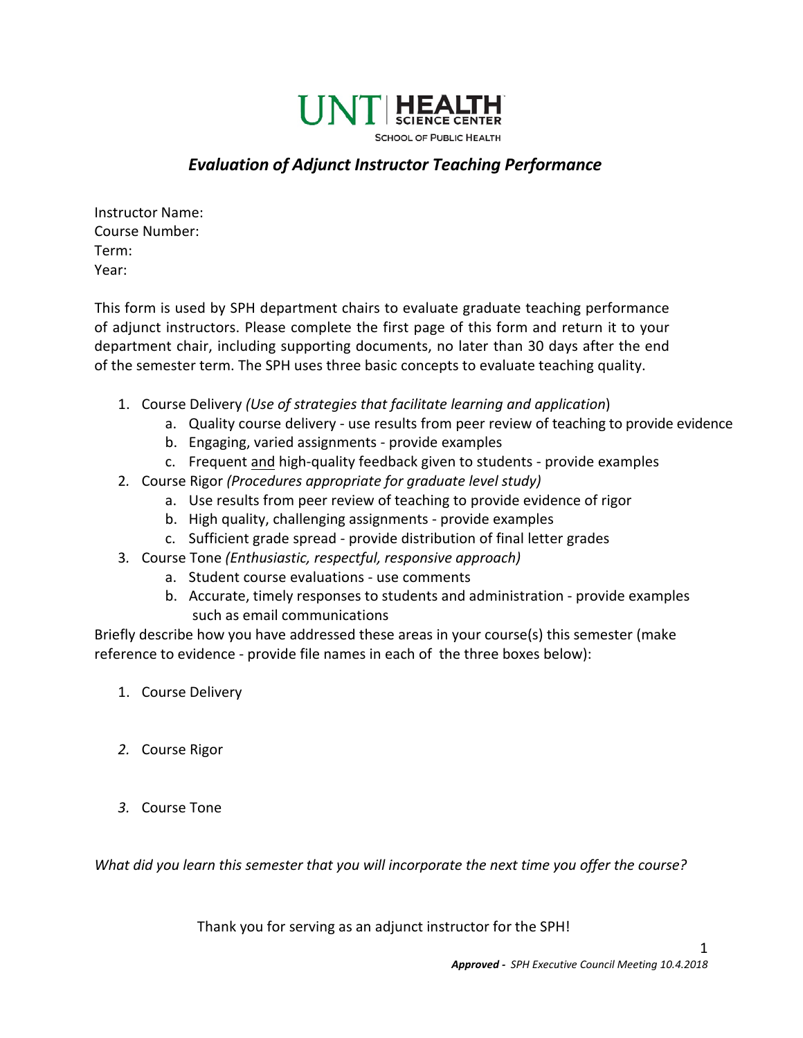UNT | HEALTH SCIENCE CENTER

SCHOOL OF PUBLIC HEALTH

# *Evaluation of Adjunct Instructor Teaching Performance*

Instructor Name:
Course Number:
Term:
Year:

This form is used by SPH department chairs to evaluate graduate teaching performance of adjunct instructors. Please complete the first page of this form and return it to your department chair, including supporting documents, no later than 30 days after the end of the semester term. The SPH uses three basic concepts to evaluate teaching quality.

1. Course Delivery *(Use of strategies that facilitate learning and application*)
   a. Quality course delivery - use results from peer review of teaching to provide evidence
   b. Engaging, varied assignments - provide examples
   c. Frequent <u>and</u> high-quality feedback given to students - provide examples
2. Course Rigor *(Procedures appropriate for graduate level study)*
   a. Use results from peer review of teaching to provide evidence of rigor
   b. High quality, challenging assignments - provide examples
   c. Sufficient grade spread - provide distribution of final letter grades
3. Course Tone *(Enthusiastic, respectful, responsive approach)*
   a. Student course evaluations - use comments
   b. Accurate, timely responses to students and administration - provide examples such as email communications

Briefly describe how you have addressed these areas in your course(s) this semester (make reference to evidence - provide file names in each of the three boxes below):

1. Course Delivery

2. Course Rigor

3. Course Tone

*What did you learn this semester that you will incorporate the next time you offer the course?*

Thank you for serving as an adjunct instructor for the SPH!

***Approved -*** *SPH Executive Council Meeting 10.4.2018*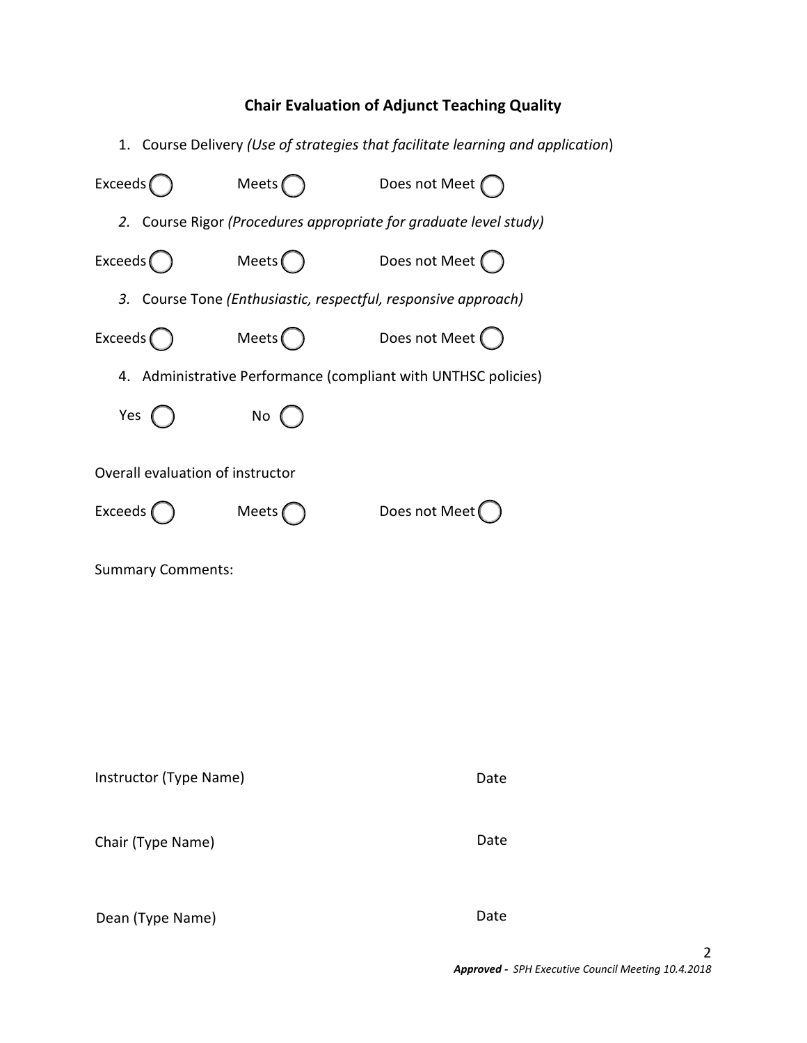## Chair Evaluation of Adjunct Teaching Quality

1. Course Delivery *(Use of strategies that facilitate learning and application*)

Exceeds ◯ Meets ◯ Does not Meet ◯

2. Course Rigor *(Procedures appropriate for graduate level study)*

Exceeds ◯ Meets ◯ Does not Meet ◯

3. Course Tone *(Enthusiastic, respectful, responsive approach)*

Exceeds ◯ Meets ◯ Does not Meet ◯

4. Administrative Performance (compliant with UNTHSC policies)

Yes ◯ No ◯

Overall evaluation of instructor

Exceeds ◯ Meets ◯ Does not Meet ◯

Summary Comments:

Instructor (Type Name) Date

Chair (Type Name) Date

Dean (Type Name) Date

***Approved -** SPH Executive Council Meeting 10.4.2018*